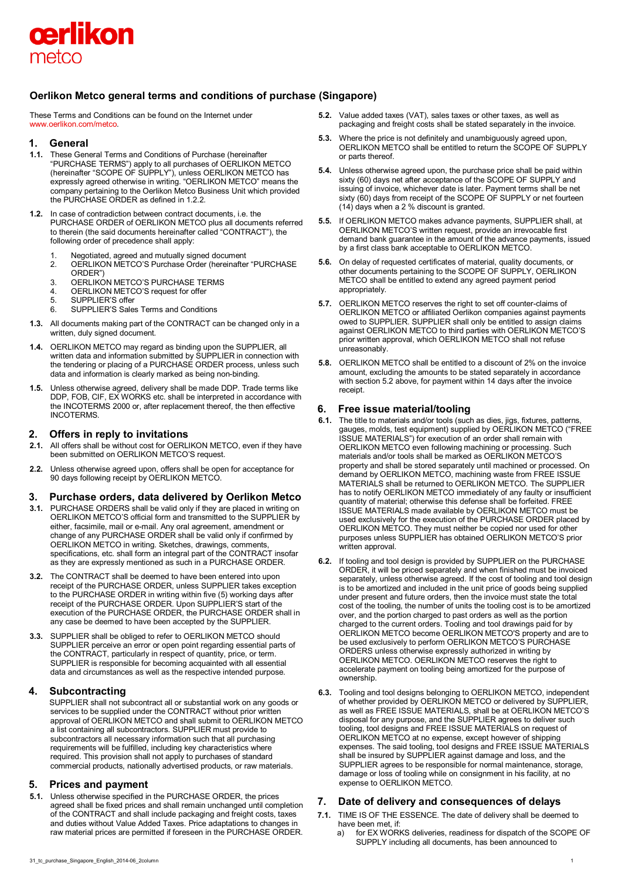oerlikon
metco

## Oerlikon Metco general terms and conditions of purchase (Singapore)

These Terms and Conditions can be found on the Internet under www.oerlikon.com/metco.

## 1. General

**1.1.** These General Terms and Conditions of Purchase (hereinafter "PURCHASE TERMS") apply to all purchases of OERLIKON METCO (hereinafter "SCOPE OF SUPPLY"), unless OERLIKON METCO has expressly agreed otherwise in writing. "OERLIKON METCO" means the company pertaining to the Oerlikon Metco Business Unit which provided the PURCHASE ORDER as defined in 1.2.2.

**1.2.** In case of contradiction between contract documents, i.e. the PURCHASE ORDER of OERLIKON METCO plus all documents referred to therein (the said documents hereinafter called "CONTRACT"), the following order of precedence shall apply:

1. Negotiated, agreed and mutually signed document
2. OERLIKON METCO'S Purchase Order (hereinafter "PURCHASE ORDER")
3. OERLIKON METCO'S PURCHASE TERMS
4. OERLIKON METCO'S request for offer
5. SUPPLIER'S offer
6. SUPPLIER'S Sales Terms and Conditions

**1.3.** All documents making part of the CONTRACT can be changed only in a written, duly signed document.

**1.4.** OERLIKON METCO may regard as binding upon the SUPPLIER, all written data and information submitted by SUPPLIER in connection with the tendering or placing of a PURCHASE ORDER process, unless such data and information is clearly marked as being non-binding.

**1.5.** Unless otherwise agreed, delivery shall be made DDP. Trade terms like DDP, FOB, CIF, EX WORKS etc. shall be interpreted in accordance with the INCOTERMS 2000 or, after replacement thereof, the then effective INCOTERMS.

## 2. Offers in reply to invitations

**2.1.** All offers shall be without cost for OERLIKON METCO, even if they have been submitted on OERLIKON METCO'S request.

**2.2.** Unless otherwise agreed upon, offers shall be open for acceptance for 90 days following receipt by OERLIKON METCO.

## 3. Purchase orders, data delivered by Oerlikon Metco

**3.1.** PURCHASE ORDERS shall be valid only if they are placed in writing on OERLIKON METCO'S official form and transmitted to the SUPPLIER by either, facsimile, mail or e-mail. Any oral agreement, amendment or change of any PURCHASE ORDER shall be valid only if confirmed by OERLIKON METCO in writing. Sketches, drawings, comments, specifications, etc. shall form an integral part of the CONTRACT insofar as they are expressly mentioned as such in a PURCHASE ORDER.

**3.2.** The CONTRACT shall be deemed to have been entered into upon receipt of the PURCHASE ORDER, unless SUPPLIER takes exception to the PURCHASE ORDER in writing within five (5) working days after receipt of the PURCHASE ORDER. Upon SUPPLIER'S start of the execution of the PURCHASE ORDER, the PURCHASE ORDER shall in any case be deemed to have been accepted by the SUPPLIER.

**3.3.** SUPPLIER shall be obliged to refer to OERLIKON METCO should SUPPLIER perceive an error or open point regarding essential parts of the CONTRACT, particularly in respect of quantity, price, or term. SUPPLIER is responsible for becoming acquainted with all essential data and circumstances as well as the respective intended purpose.

## 4. Subcontracting

SUPPLIER shall not subcontract all or substantial work on any goods or services to be supplied under the CONTRACT without prior written approval of OERLIKON METCO and shall submit to OERLIKON METCO a list containing all subcontractors. SUPPLIER must provide to subcontractors all necessary information such that all purchasing requirements will be fulfilled, including key characteristics where required. This provision shall not apply to purchases of standard commercial products, nationally advertised products, or raw materials.

## 5. Prices and payment

**5.1.** Unless otherwise specified in the PURCHASE ORDER, the prices agreed shall be fixed prices and shall remain unchanged until completion of the CONTRACT and shall include packaging and freight costs, taxes and duties without Value Added Taxes. Price adaptations to changes in raw material prices are permitted if foreseen in the PURCHASE ORDER.

**5.2.** Value added taxes (VAT), sales taxes or other taxes, as well as packaging and freight costs shall be stated separately in the invoice.

**5.3.** Where the price is not definitely and unambiguously agreed upon, OERLIKON METCO shall be entitled to return the SCOPE OF SUPPLY or parts thereof.

**5.4.** Unless otherwise agreed upon, the purchase price shall be paid within sixty (60) days net after acceptance of the SCOPE OF SUPPLY and issuing of invoice, whichever date is later. Payment terms shall be net sixty (60) days from receipt of the SCOPE OF SUPPLY or net fourteen (14) days when a 2 % discount is granted.

**5.5.** If OERLIKON METCO makes advance payments, SUPPLIER shall, at OERLIKON METCO'S written request, provide an irrevocable first demand bank guarantee in the amount of the advance payments, issued by a first class bank acceptable to OERLIKON METCO.

**5.6.** On delay of requested certificates of material, quality documents, or other documents pertaining to the SCOPE OF SUPPLY, OERLIKON METCO shall be entitled to extend any agreed payment period appropriately.

**5.7.** OERLIKON METCO reserves the right to set off counter-claims of OERLIKON METCO or affiliated Oerlikon companies against payments owed to SUPPLIER. SUPPLIER shall only be entitled to assign claims against OERLIKON METCO to third parties with OERLIKON METCO'S prior written approval, which OERLIKON METCO shall not refuse unreasonably.

**5.8.** OERLIKON METCO shall be entitled to a discount of 2% on the invoice amount, excluding the amounts to be stated separately in accordance with section 5.2 above, for payment within 14 days after the invoice receipt.

## 6. Free issue material/tooling

**6.1.** The title to materials and/or tools (such as dies, jigs, fixtures, patterns, gauges, molds, test equipment) supplied by OERLIKON METCO ("FREE ISSUE MATERIALS") for execution of an order shall remain with OERLIKON METCO even following machining or processing. Such materials and/or tools shall be marked as OERLIKON METCO'S property and shall be stored separately until machined or processed. On demand by OERLIKON METCO, machining waste from FREE ISSUE MATERIALS shall be returned to OERLIKON METCO. The SUPPLIER has to notify OERLIKON METCO immediately of any faulty or insufficient quantity of material; otherwise this defense shall be forfeited. FREE ISSUE MATERIALS made available by OERLIKON METCO must be used exclusively for the execution of the PURCHASE ORDER placed by OERLIKON METCO. They must neither be copied nor used for other purposes unless SUPPLIER has obtained OERLIKON METCO'S prior written approval.

**6.2.** If tooling and tool design is provided by SUPPLIER on the PURCHASE ORDER, it will be priced separately and when finished must be invoiced separately, unless otherwise agreed. If the cost of tooling and tool design is to be amortized and included in the unit price of goods being supplied under present and future orders, then the invoice must state the total cost of the tooling, the number of units the tooling cost is to be amortized over, and the portion charged to past orders as well as the portion charged to the current orders. Tooling and tool drawings paid for by OERLIKON METCO become OERLIKON METCO'S property and are to be used exclusively to perform OERLIKON METCO'S PURCHASE ORDERS unless otherwise expressly authorized in writing by OERLIKON METCO. OERLIKON METCO reserves the right to accelerate payment on tooling being amortized for the purpose of ownership.

**6.3.** Tooling and tool designs belonging to OERLIKON METCO, independent of whether provided by OERLIKON METCO or delivered by SUPPLIER, as well as FREE ISSUE MATERIALS, shall be at OERLIKON METCO'S disposal for any purpose, and the SUPPLIER agrees to deliver such tooling, tool designs and FREE ISSUE MATERIALS on request of OERLIKON METCO at no expense, except however of shipping expenses. The said tooling, tool designs and FREE ISSUE MATERIALS shall be insured by SUPPLIER against damage and loss, and the SUPPLIER agrees to be responsible for normal maintenance, storage, damage or loss of tooling while on consignment in his facility, at no expense to OERLIKON METCO.

## 7. Date of delivery and consequences of delays

**7.1.** TIME IS OF THE ESSENCE. The date of delivery shall be deemed to have been met, if:

a) for EX WORKS deliveries, readiness for dispatch of the SCOPE OF SUPPLY including all documents, has been announced to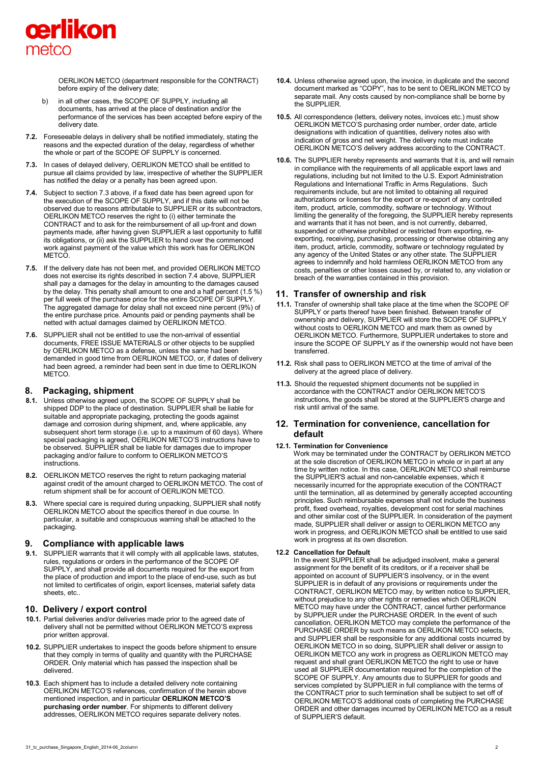OERLIKON METCO (department responsible for the CONTRACT) before expiry of the delivery date;

b) in all other cases, the SCOPE OF SUPPLY, including all documents, has arrived at the place of destination and/or the performance of the services has been accepted before expiry of the delivery date.

**7.2.** Foreseeable delays in delivery shall be notified immediately, stating the reasons and the expected duration of the delay, regardless of whether the whole or part of the SCOPE OF SUPPLY is concerned.

**7.3.** In cases of delayed delivery, OERLIKON METCO shall be entitled to pursue all claims provided by law, irrespective of whether the SUPPLIER has notified the delay or a penalty has been agreed upon.

**7.4.** Subject to section 7.3 above, if a fixed date has been agreed upon for the execution of the SCOPE OF SUPPLY, and if this date will not be observed due to reasons attributable to SUPPLIER or its subcontractors, OERLIKON METCO reserves the right to (i) either terminate the CONTRACT and to ask for the reimbursement of all up-front and down payments made, after having given SUPPLIER a last opportunity to fulfill its obligations, or (ii) ask the SUPPLIER to hand over the commenced work against payment of the value which this work has for OERLIKON METCO.

**7.5.** If the delivery date has not been met, and provided OERLIKON METCO does not exercise its rights described in section 7.4 above, SUPPLIER shall pay a damages for the delay in amounting to the damages caused by the delay. This penalty shall amount to one and a half percent (1.5 %) per full week of the purchase price for the entire SCOPE OF SUPPLY. The aggregated damage for delay shall not exceed nine percent (9%) of the entire purchase price. Amounts paid or pending payments shall be netted with actual damages claimed by OERLIKON METCO.

**7.6.** SUPPLIER shall not be entitled to use the non-arrival of essential documents, FREE ISSUE MATERIALS or other objects to be supplied by OERLIKON METCO as a defense, unless the same had been demanded in good time from OERLIKON METCO, or, if dates of delivery had been agreed, a reminder had been sent in due time to OERLIKON METCO.

## 8. Packaging, shipment

**8.1.** Unless otherwise agreed upon, the SCOPE OF SUPPLY shall be shipped DDP to the place of destination. SUPPLIER shall be liable for suitable and appropriate packaging, protecting the goods against damage and corrosion during shipment, and, where applicable, any subsequent short term storage (i.e. up to a maximum of 60 days). Where special packaging is agreed, OERLIKON METCO'S instructions have to be observed. SUPPLIER shall be liable for damages due to improper packaging and/or failure to conform to OERLIKON METCO'S instructions.

**8.2.** OERLIKON METCO reserves the right to return packaging material against credit of the amount charged to OERLIKON METCO. The cost of return shipment shall be for account of OERLIKON METCO.

**8.3.** Where special care is required during unpacking, SUPPLIER shall notify OERLIKON METCO about the specifics thereof in due course. In particular, a suitable and conspicuous warning shall be attached to the packaging.

## 9. Compliance with applicable laws

**9.1.** SUPPLIER warrants that it will comply with all applicable laws, statutes, rules, regulations or orders in the performance of the SCOPE OF SUPPLY, and shall provide all documents required for the export from the place of production and import to the place of end-use, such as but not limited to certificates of origin, export licenses, material safety data sheets, etc..

## 10. Delivery / export control

**10.1.** Partial deliveries and/or deliveries made prior to the agreed date of delivery shall not be permitted without OERLIKON METCO'S express prior written approval.

**10.2.** SUPPLIER undertakes to inspect the goods before shipment to ensure that they comply in terms of quality and quantity with the PURCHASE ORDER. Only material which has passed the inspection shall be delivered.

**10.3**. Each shipment has to include a detailed delivery note containing OERLIKON METCO'S references, confirmation of the herein above mentioned inspection, and in particular **OERLIKON METCO'S purchasing order number**. For shipments to different delivery addresses, OERLIKON METCO requires separate delivery notes.

**10.4.** Unless otherwise agreed upon, the invoice, in duplicate and the second document marked as "COPY", has to be sent to OERLIKON METCO by separate mail. Any costs caused by non-compliance shall be borne by the SUPPLIER.

**10.5.** All correspondence (letters, delivery notes, invoices etc.) must show OERLIKON METCO'S purchasing order number, order date, article designations with indication of quantities, delivery notes also with indication of gross and net weight. The delivery note must indicate OERLIKON METCO'S delivery address according to the CONTRACT.

**10.6.** The SUPPLIER hereby represents and warrants that it is, and will remain in compliance with the requirements of all applicable export laws and regulations, including but not limited to the U.S. Export Administration Regulations and International Traffic in Arms Regulations. Such requirements include, but are not limited to obtaining all required authorizations or licenses for the export or re-export of any controlled item, product, article, commodity, software or technology. Without limiting the generality of the foregoing, the SUPPLIER hereby represents and warrants that it has not been, and is not currently, debarred, suspended or otherwise prohibited or restricted from exporting, re-exporting, receiving, purchasing, processing or otherwise obtaining any item, product, article, commodity, software or technology regulated by any agency of the United States or any other state. The SUPPLIER agrees to indemnify and hold harmless OERLIKON METCO from any costs, penalties or other losses caused by, or related to, any violation or breach of the warranties contained in this provision.

## 11. Transfer of ownership and risk

**11.1.** Transfer of ownership shall take place at the time when the SCOPE OF SUPPLY or parts thereof have been finished. Between transfer of ownership and delivery, SUPPLIER will store the SCOPE OF SUPPLY without costs to OERLIKON METCO and mark them as owned by OERLIKON METCO. Furthermore, SUPPLIER undertakes to store and insure the SCOPE OF SUPPLY as if the ownership would not have been transferred.

**11.2.** Risk shall pass to OERLIKON METCO at the time of arrival of the delivery at the agreed place of delivery.

**11.3.** Should the requested shipment documents not be supplied in accordance with the CONTRACT and/or OERLIKON METCO'S instructions, the goods shall be stored at the SUPPLIER'S charge and risk until arrival of the same.

## 12. Termination for convenience, cancellation for default

**12.1. Termination for Convenience**

Work may be terminated under the CONTRACT by OERLIKON METCO at the sole discretion of OERLIKON METCO in whole or in part at any time by written notice. In this case, OERLIKON METCO shall reimburse the SUPPLIER'S actual and non-cancelable expenses, which it necessarily incurred for the appropriate execution of the CONTRACT until the termination, all as determined by generally accepted accounting principles. Such reimbursable expenses shall not include the business profit, fixed overhead, royalties, development cost for serial machines and other similar cost of the SUPPLIER. In consideration of the payment made, SUPPLIER shall deliver or assign to OERLIKON METCO any work in progress, and OERLIKON METCO shall be entitled to use said work in progress at its own discretion.

**12.2 Cancellation for Default**

In the event SUPPLIER shall be adjudged insolvent, make a general assignment for the benefit of its creditors, or if a receiver shall be appointed on account of SUPPLIER'S insolvency, or in the event SUPPLIER is in default of any provisions or requirements under the CONTRACT, OERLIKON METCO may, by written notice to SUPPLIER, without prejudice to any other rights or remedies which OERLIKON METCO may have under the CONTRACT, cancel further performance by SUPPLIER under the PURCHASE ORDER. In the event of such cancellation, OERLIKON METCO may complete the performance of the PURCHASE ORDER by such means as OERLIKON METCO selects, and SUPPLIER shall be responsible for any additional costs incurred by OERLIKON METCO in so doing, SUPPLIER shall deliver or assign to OERLIKON METCO any work in progress as OERLIKON METCO may request and shall grant OERLIKON METCO the right to use or have used all SUPPLIER documentation required for the completion of the SCOPE OF SUPPLY. Any amounts due to SUPPLIER for goods and services completed by SUPPLIER in full compliance with the terms of the CONTRACT prior to such termination shall be subject to set off of OERLIKON METCO'S additional costs of completing the PURCHASE ORDER and other damages incurred by OERLIKON METCO as a result of SUPPLIER'S default.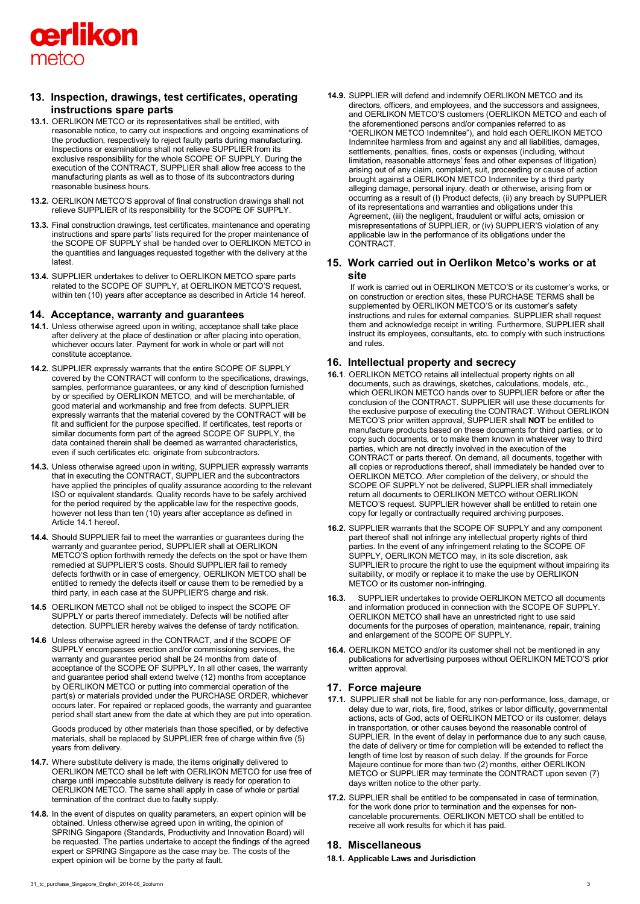## 13. Inspection, drawings, test certificates, operating instructions spare parts

**13.1.** OERLIKON METCO or its representatives shall be entitled, with reasonable notice, to carry out inspections and ongoing examinations of the production, respectively to reject faulty parts during manufacturing. Inspections or examinations shall not relieve SUPPLIER from its exclusive responsibility for the whole SCOPE OF SUPPLY. During the execution of the CONTRACT, SUPPLIER shall allow free access to the manufacturing plants as well as to those of its subcontractors during reasonable business hours.

**13.2.** OERLIKON METCO'S approval of final construction drawings shall not relieve SUPPLIER of its responsibility for the SCOPE OF SUPPLY.

**13.3.** Final construction drawings, test certificates, maintenance and operating instructions and spare parts' lists required for the proper maintenance of the SCOPE OF SUPPLY shall be handed over to OERLIKON METCO in the quantities and languages requested together with the delivery at the latest.

**13.4.** SUPPLIER undertakes to deliver to OERLIKON METCO spare parts related to the SCOPE OF SUPPLY, at OERLIKON METCO'S request, within ten (10) years after acceptance as described in Article 14 hereof.

## 14. Acceptance, warranty and guarantees

**14.1.** Unless otherwise agreed upon in writing, acceptance shall take place after delivery at the place of destination or after placing into operation, whichever occurs later. Payment for work in whole or part will not constitute acceptance.

**14.2.** SUPPLIER expressly warrants that the entire SCOPE OF SUPPLY covered by the CONTRACT will conform to the specifications, drawings, samples, performance guarantees, or any kind of description furnished by or specified by OERLIKON METCO, and will be merchantable, of good material and workmanship and free from defects. SUPPLIER expressly warrants that the material covered by the CONTRACT will be fit and sufficient for the purpose specified. If certificates, test reports or similar documents form part of the agreed SCOPE OF SUPPLY, the data contained therein shall be deemed as warranted characteristics, even if such certificates etc. originate from subcontractors.

**14.3.** Unless otherwise agreed upon in writing, SUPPLIER expressly warrants that in executing the CONTRACT, SUPPLIER and the subcontractors have applied the principles of quality assurance according to the relevant ISO or equivalent standards. Quality records have to be safely archived for the period required by the applicable law for the respective goods, however not less than ten (10) years after acceptance as defined in Article 14.1 hereof.

**14.4.** Should SUPPLIER fail to meet the warranties or guarantees during the warranty and guarantee period, SUPPLIER shall at OERLIKON METCO'S option forthwith remedy the defects on the spot or have them remedied at SUPPLIER'S costs. Should SUPPLIER fail to remedy defects forthwith or in case of emergency, OERLIKON METCO shall be entitled to remedy the defects itself or cause them to be remedied by a third party, in each case at the SUPPLIER'S charge and risk.

**14.5** OERLIKON METCO shall not be obliged to inspect the SCOPE OF SUPPLY or parts thereof immediately. Defects will be notified after detection. SUPPLIER hereby waives the defense of tardy notification.

**14.6** Unless otherwise agreed in the CONTRACT, and if the SCOPE OF SUPPLY encompasses erection and/or commissioning services, the warranty and guarantee period shall be 24 months from date of acceptance of the SCOPE OF SUPPLY. In all other cases, the warranty and guarantee period shall extend twelve (12) months from acceptance by OERLIKON METCO or putting into commercial operation of the part(s) or materials provided under the PURCHASE ORDER, whichever occurs later. For repaired or replaced goods, the warranty and guarantee period shall start anew from the date at which they are put into operation.

Goods produced by other materials than those specified, or by defective materials, shall be replaced by SUPPLIER free of charge within five (5) years from delivery.

**14.7.** Where substitute delivery is made, the items originally delivered to OERLIKON METCO shall be left with OERLIKON METCO for use free of charge until impeccable substitute delivery is ready for operation to OERLIKON METCO. The same shall apply in case of whole or partial termination of the contract due to faulty supply.

**14.8.** In the event of disputes on quality parameters, an expert opinion will be obtained. Unless otherwise agreed upon in writing, the opinion of SPRING Singapore (Standards, Productivity and Innovation Board) will be requested. The parties undertake to accept the findings of the agreed expert or SPRING Singapore as the case may be. The costs of the expert opinion will be borne by the party at fault.

**14.9.** SUPPLIER will defend and indemnify OERLIKON METCO and its directors, officers, and employees, and the successors and assignees, and OERLIKON METCO'S customers (OERLIKON METCO and each of the aforementioned persons and/or companies referred to as "OERLIKON METCO Indemnitee"), and hold each OERLIKON METCO Indemnitee harmless from and against any and all liabilities, damages, settlements, penalties, fines, costs or expenses (including, without limitation, reasonable attorneys' fees and other expenses of litigation) arising out of any claim, complaint, suit, proceeding or cause of action brought against a OERLIKON METCO Indemnitee by a third party alleging damage, personal injury, death or otherwise, arising from or occurring as a result of (I) Product defects, (ii) any breach by SUPPLIER of its representations and warranties and obligations under this Agreement, (iii) the negligent, fraudulent or wilful acts, omission or misrepresentations of SUPPLIER, or (iv) SUPPLIER'S violation of any applicable law in the performance of its obligations under the CONTRACT.

## 15. Work carried out in Oerlikon Metco's works or at site

If work is carried out in OERLIKON METCO'S or its customer's works, or on construction or erection sites, these PURCHASE TERMS shall be supplemented by OERLIKON METCO'S or its customer's safety instructions and rules for external companies. SUPPLIER shall request them and acknowledge receipt in writing. Furthermore, SUPPLIER shall instruct its employees, consultants, etc. to comply with such instructions and rules.

## 16. Intellectual property and secrecy

**16.1**. OERLIKON METCO retains all intellectual property rights on all documents, such as drawings, sketches, calculations, models, etc., which OERLIKON METCO hands over to SUPPLIER before or after the conclusion of the CONTRACT. SUPPLIER will use these documents for the exclusive purpose of executing the CONTRACT. Without OERLIKON METCO'S prior written approval, SUPPLIER shall **NOT** be entitled to manufacture products based on these documents for third parties, or to copy such documents, or to make them known in whatever way to third parties, which are not directly involved in the execution of the CONTRACT or parts thereof. On demand, all documents, together with all copies or reproductions thereof, shall immediately be handed over to OERLIKON METCO. After completion of the delivery, or should the SCOPE OF SUPPLY not be delivered, SUPPLIER shall immediately return all documents to OERLIKON METCO without OERLIKON METCO'S request. SUPPLIER however shall be entitled to retain one copy for legally or contractually required archiving purposes.

**16.2.** SUPPLIER warrants that the SCOPE OF SUPPLY and any component part thereof shall not infringe any intellectual property rights of third parties. In the event of any infringement relating to the SCOPE OF SUPPLY, OERLIKON METCO may, in its sole discretion, ask SUPPLIER to procure the right to use the equipment without impairing its suitability, or modify or replace it to make the use by OERLIKON METCO or its customer non-infringing.

**16.3.** SUPPLIER undertakes to provide OERLIKON METCO all documents and information produced in connection with the SCOPE OF SUPPLY. OERLIKON METCO shall have an unrestricted right to use said documents for the purposes of operation, maintenance, repair, training and enlargement of the SCOPE OF SUPPLY.

**16.4.** OERLIKON METCO and/or its customer shall not be mentioned in any publications for advertising purposes without OERLIKON METCO'S prior written approval.

## 17. Force majeure

**17.1.** SUPPLIER shall not be liable for any non-performance, loss, damage, or delay due to war, riots, fire, flood, strikes or labor difficulty, governmental actions, acts of God, acts of OERLIKON METCO or its customer, delays in transportation, or other causes beyond the reasonable control of SUPPLIER. In the event of delay in performance due to any such cause, the date of delivery or time for completion will be extended to reflect the length of time lost by reason of such delay. If the grounds for Force Majeure continue for more than two (2) months, either OERLIKON METCO or SUPPLIER may terminate the CONTRACT upon seven (7) days written notice to the other party.

**17.2.** SUPPLIER shall be entitled to be compensated in case of termination, for the work done prior to termination and the expenses for non-cancelable procurements. OERLIKON METCO shall be entitled to receive all work results for which it has paid.

## 18. Miscellaneous

**18.1. Applicable Laws and Jurisdiction**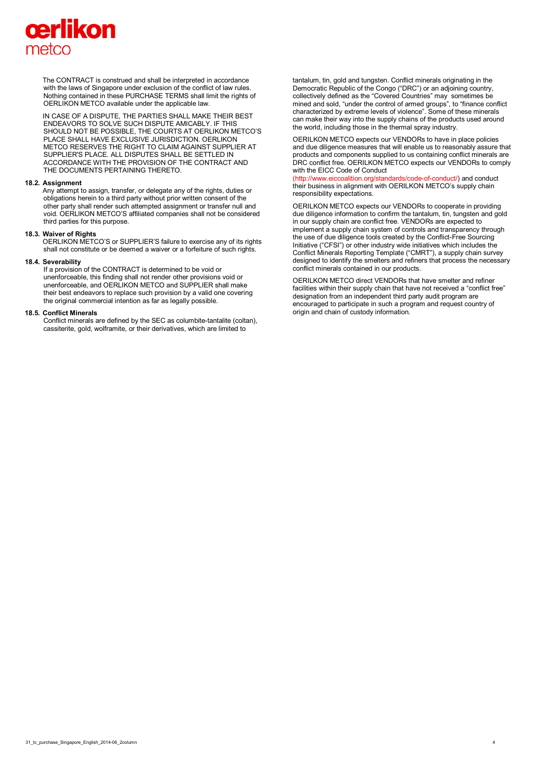The CONTRACT is construed and shall be interpreted in accordance with the laws of Singapore under exclusion of the conflict of law rules. Nothing contained in these PURCHASE TERMS shall limit the rights of OERLIKON METCO available under the applicable law.

IN CASE OF A DISPUTE, THE PARTIES SHALL MAKE THEIR BEST ENDEAVORS TO SOLVE SUCH DISPUTE AMICABLY. IF THIS SHOULD NOT BE POSSIBLE, THE COURTS AT OERLIKON METCO'S PLACE SHALL HAVE EXCLUSIVE JURISDICTION. OERLIKON METCO RESERVES THE RIGHT TO CLAIM AGAINST SUPPLIER AT SUPPLIER'S PLACE. ALL DISPUTES SHALL BE SETTLED IN ACCORDANCE WITH THE PROVISION OF THE CONTRACT AND THE DOCUMENTS PERTAINING THERETO.

**18.2. Assignment**

Any attempt to assign, transfer, or delegate any of the rights, duties or obligations herein to a third party without prior written consent of the other party shall render such attempted assignment or transfer null and void. OERLIKON METCO'S affiliated companies shall not be considered third parties for this purpose.

**18.3. Waiver of Rights**

OERLIKON METCO'S or SUPPLIER'S failure to exercise any of its rights shall not constitute or be deemed a waiver or a forfeiture of such rights.

**18.4. Severability**

If a provision of the CONTRACT is determined to be void or unenforceable, this finding shall not render other provisions void or unenforceable, and OERLIKON METCO and SUPPLIER shall make their best endeavors to replace such provision by a valid one covering the original commercial intention as far as legally possible.

**18.5. Conflict Minerals**

Conflict minerals are defined by the SEC as columbite-tantalite (coltan), cassiterite, gold, wolframite, or their derivatives, which are limited to tantalum, tin, gold and tungsten. Conflict minerals originating in the Democratic Republic of the Congo ("DRC") or an adjoining country, collectively defined as the "Covered Countries" may sometimes be mined and sold, "under the control of armed groups", to "finance conflict characterized by extreme levels of violence". Some of these minerals can make their way into the supply chains of the products used around the world, including those in the thermal spray industry.

OERILKON METCO expects our VENDORs to have in place policies and due diligence measures that will enable us to reasonably assure that products and components supplied to us containing conflict minerals are DRC conflict free. OERILKON METCO expects our VENDORs to comply with the EICC Code of Conduct (http://www.eiccoalition.org/standards/code-of-conduct/) and conduct their business in alignment with OERILKON METCO's supply chain responsibility expectations.

OERILKON METCO expects our VENDORs to cooperate in providing due diligence information to confirm the tantalum, tin, tungsten and gold in our supply chain are conflict free. VENDORs are expected to implement a supply chain system of controls and transparency through the use of due diligence tools created by the Conflict-Free Sourcing Initiative ("CFSI") or other industry wide initiatives which includes the Conflict Minerals Reporting Template ("CMRT"), a supply chain survey designed to identify the smelters and refiners that process the necessary conflict minerals contained in our products.

OERILKON METCO direct VENDORs that have smelter and refiner facilities within their supply chain that have not received a "conflict free" designation from an independent third party audit program are encouraged to participate in such a program and request country of origin and chain of custody information.